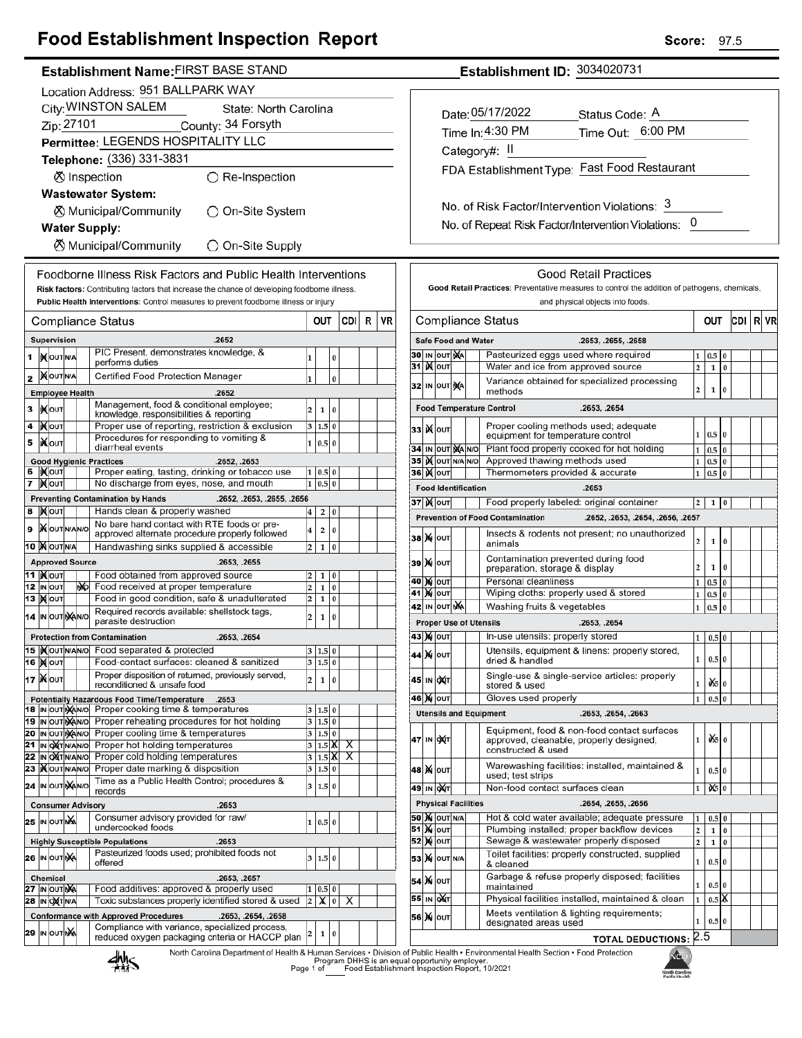# Food Establishment Inspection Report

**Score:** 97.5

**Establishment Name:** FIRST BASE STAND

**Establishment ID:** 3034020731

Location Address: 951 BALLPARK WAY

City: WINSTON SALEM State: North Carolina

Zip: 27101 County: 34 Forsyth

Permittee: LEGENDS HOSPITALITY LLC

Telephone: (336) 331-3831

⊗ Inspection ○ Re-Inspection

**Wastewater System:**

⊗ Municipal/Community ○ On-Site System

**Water Supply:**

⊗ Municipal/Community ○ On-Site Supply

Date: 05/17/2022 Status Code: A

Time In: 4:30 PM Time Out: 6:00 PM

Category#: II

FDA Establishment Type: Fast Food Restaurant

No. of Risk Factor/Intervention Violations: 3

No. of Repeat Risk Factor/Intervention Violations: 0

## Foodborne Illness Risk Factors and Public Health Interventions

**Risk factors:** Contributing factors that increase the chance of developing foodborne illness.
**Public Health Interventions:** Control measures to prevent foodborne illness or injury

| # | Compliance Status | | OUT | | CDI | R | VR |
|---|---|---|---|---|---|---|---|
| | **Supervision** .2652 | | | | | | |
| 1 | IN | PIC Present, demonstrates knowledge, & performs duties | 1 | | 0 | | |
| 2 | IN | Certified Food Protection Manager | 1 | | 0 | | |
| | **Employee Health** .2652 | | | | | | |
| 3 | IN | Management, food & conditional employee; knowledge, responsibilities & reporting | 2 | 1 | 0 | | |
| 4 | IN | Proper use of reporting, restriction & exclusion | 3 | 1.5 | 0 | | |
| 5 | IN | Procedures for responding to vomiting & diarrheal events | 1 | 0.5 | 0 | | |
| | **Good Hygienic Practices** .2652, .2653 | | | | | | |
| 6 | IN | Proper eating, tasting, drinking or tobacco use | 1 | 0.5 | 0 | | |
| 7 | IN | No discharge from eyes, nose, and mouth | 1 | 0.5 | 0 | | |
| | **Preventing Contamination by Hands** .2652, .2653, .2655, .2656 | | | | | | |
| 8 | IN | Hands clean & properly washed | 4 | 2 | 0 | | |
| 9 | IN | No bare hand contact with RTE foods or pre-approved alternate procedure properly followed | 4 | 2 | 0 | | |
| 10 | IN | Handwashing sinks supplied & accessible | 2 | 1 | 0 | | |
| | **Approved Source** .2653, .2655 | | | | | | |
| 11 | IN | Food obtained from approved source | 2 | 1 | 0 | | |
| 12 | N/O | Food received at proper temperature | 2 | 1 | 0 | | |
| 13 | IN | Food in good condition, safe & unadulterated | 2 | 1 | 0 | | |
| 14 | N/A | Required records available: shellstock tags, parasite destruction | 2 | 1 | 0 | | |
| | **Protection from Contamination** .2653, .2654 | | | | | | |
| 15 | IN | Food separated & protected | 3 | 1.5 | 0 | | |
| 16 | IN | Food-contact surfaces: cleaned & sanitized | 3 | 1.5 | 0 | | |
| 17 | IN | Proper disposition of returned, previously served, reconditioned & unsafe food | 2 | 1 | 0 | | |
| | **Potentially Hazardous Food Time/Temperature** .2653 | | | | | | |
| 18 | N/A | Proper cooking time & temperatures | 3 | 1.5 | 0 | | |
| 19 | N/A | Proper reheating procedures for hot holding | 3 | 1.5 | 0 | | |
| 20 | N/A | Proper cooling time & temperatures | 3 | 1.5 | 0 | | |
| 21 | OUT | Proper hot holding temperatures | 3 | 1.5 | X | X | |
| 22 | OUT | Proper cold holding temperatures | 3 | 1.5 | X | X | |
| 23 | IN | Proper date marking & disposition | 3 | 1.5 | 0 | | |
| 24 | N/A | Time as a Public Health Control; procedures & records | 3 | 1.5 | 0 | | |
| | **Consumer Advisory** .2653 | | | | | | |
| 25 | N/A | Consumer advisory provided for raw/undercooked foods | 1 | 0.5 | 0 | | |
| | **Highly Susceptible Populations** .2653 | | | | | | |
| 26 | N/A | Pasteurized foods used; prohibited foods not offered | 3 | 1.5 | 0 | | |
| | **Chemical** .2653, .2657 | | | | | | |
| 27 | N/A | Food additives: approved & properly used | 1 | 0.5 | 0 | | |
| 28 | OUT | Toxic substances properly identified stored & used | 2 | X | 0 | X | |
| | **Conformance with Approved Procedures** .2653, .2654, .2658 | | | | | | |
| 29 | N/A | Compliance with variance, specialized process, reduced oxygen packaging criteria or HACCP plan | 2 | 1 | 0 | | |

## Good Retail Practices

**Good Retail Practices:** Preventative measures to control the addition of pathogens, chemicals, and physical objects into foods.

| # | Compliance Status | | OUT | | CDI | R | VR |
|---|---|---|---|---|---|---|---|
| | **Safe Food and Water** .2653, .2655, .2658 | | | | | | |
| 30 | N/A | Pasteurized eggs used where required | 1 | 0.5 | 0 | | |
| 31 | IN | Water and ice from approved source | 2 | 1 | 0 | | |
| 32 | N/A | Variance obtained for specialized processing methods | 2 | 1 | 0 | | |
| | **Food Temperature Control** .2653, .2654 | | | | | | |
| 33 | IN | Proper cooling methods used; adequate equipment for temperature control | 1 | 0.5 | 0 | | |
| 34 | N/A | Plant food properly cooked for hot holding | 1 | 0.5 | 0 | | |
| 35 | IN | Approved thawing methods used | 1 | 0.5 | 0 | | |
| 36 | IN | Thermometers provided & accurate | 1 | 0.5 | 0 | | |
| | **Food Identification** .2653 | | | | | | |
| 37 | IN | Food properly labeled: original container | 2 | 1 | 0 | | |
| | **Prevention of Food Contamination** .2652, .2653, .2654, .2656, .2657 | | | | | | |
| 38 | IN | Insects & rodents not present; no unauthorized animals | 2 | 1 | 0 | | |
| 39 | IN | Contamination prevented during food preparation, storage & display | 2 | 1 | 0 | | |
| 40 | IN | Personal cleanliness | 1 | 0.5 | 0 | | |
| 41 | IN | Wiping cloths: properly used & stored | 1 | 0.5 | 0 | | |
| 42 | N/A | Washing fruits & vegetables | 1 | 0.5 | 0 | | |
| | **Proper Use of Utensils** .2653, .2654 | | | | | | |
| 43 | IN | In-use utensils: properly stored | 1 | 0.5 | 0 | | |
| 44 | IN | Utensils, equipment & linens: properly stored, dried & handled | 1 | 0.5 | 0 | | |
| 45 | OUT | Single-use & single-service articles: properly stored & used | 1 | X | 0 | | |
| 46 | IN | Gloves used properly | 1 | 0.5 | 0 | | |
| | **Utensils and Equipment** .2653, .2654, .2663 | | | | | | |
| 47 | OUT | Equipment, food & non-food contact surfaces approved, cleanable, properly designed, constructed & used | 1 | X | 0 | | |
| 48 | IN | Warewashing facilities: installed, maintained & used; test strips | 1 | 0.5 | 0 | | |
| 49 | OUT | Non-food contact surfaces clean | 1 | X | 0 | | |
| | **Physical Facilities** .2654, .2655, .2656 | | | | | | |
| 50 | IN | Hot & cold water available; adequate pressure | 1 | 0.5 | 0 | | |
| 51 | IN | Plumbing installed; proper backflow devices | 2 | 1 | 0 | | |
| 52 | IN | Sewage & wastewater properly disposed | 2 | 1 | 0 | | |
| 53 | IN | Toilet facilities: properly constructed, supplied & cleaned | 1 | 0.5 | 0 | | |
| 54 | IN | Garbage & refuse properly disposed; facilities maintained | 1 | 0.5 | 0 | | |
| 55 | OUT | Physical facilities installed, maintained & clean | 1 | 0.5 | X | | |
| 56 | IN | Meets ventilation & lighting requirements; designated areas used | 1 | 0.5 | 0 | | |
| | | **TOTAL DEDUCTIONS:** 2.5 | | | | | |

North Carolina Department of Health & Human Services • Division of Public Health • Environmental Health Section • Food Protection Program DHHS is an equal opportunity employer.
Food Establishment Inspection Report, 10/2021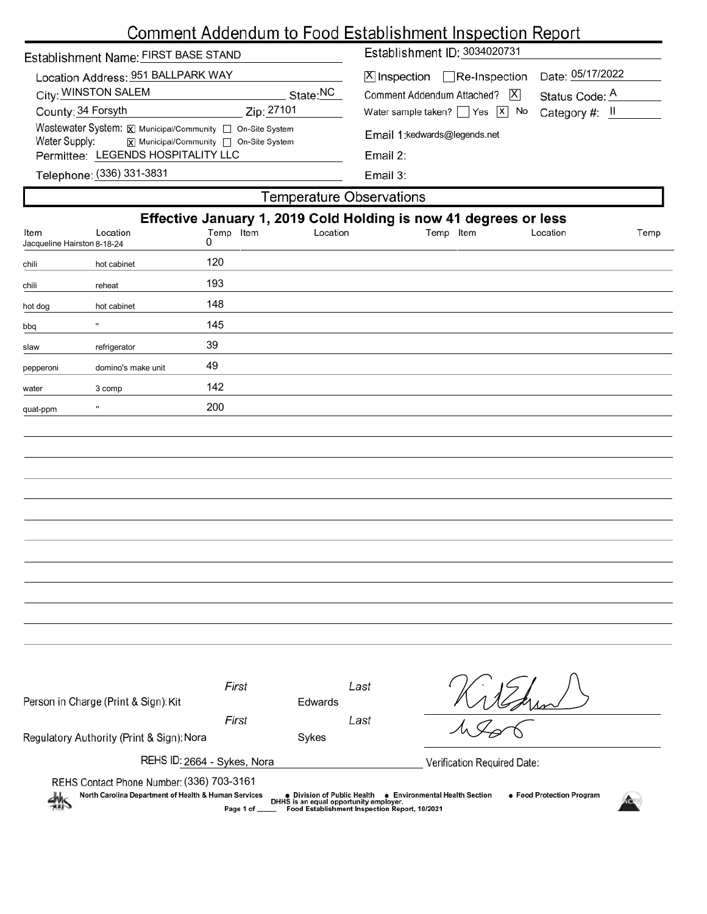# Comment Addendum to Food Establishment Inspection Report

Establishment Name: FIRST BASE STAND

Location Address: 951 BALLPARK WAY

City: WINSTON SALEM    State: NC

County: 34 Forsyth    Zip: 27101

Wastewater System: [X] Municipal/Community [ ] On-Site System

Water Supply: [X] Municipal/Community [ ] On-Site System

Permittee: LEGENDS HOSPITALITY LLC

Telephone: (336) 331-3831

Establishment ID: 3034020731

[X] Inspection [ ] Re-Inspection    Date: 05/17/2022

Comment Addendum Attached? [X]    Status Code: A

Water sample taken? [ ] Yes [X] No    Category #: II

Email 1: kedwards@legends.net

Email 2:

Email 3:

## Temperature Observations

**Effective January 1, 2019 Cold Holding is now 41 degrees or less**

| Item | Location | Temp | Item | Location | Temp | Item | Location | Temp |
|---|---|---|---|---|---|---|---|---|
| Jacqueline Hairston | 8-18-24 | 0 | | | | | | |
| chili | hot cabinet | 120 | | | | | | |
| chili | reheat | 193 | | | | | | |
| hot dog | hot cabinet | 148 | | | | | | |
| bbq | " | 145 | | | | | | |
| slaw | refrigerator | 39 | | | | | | |
| pepperoni | domino's make unit | 49 | | | | | | |
| water | 3 comp | 142 | | | | | | |
| quat-ppm | " | 200 | | | | | | |

Person in Charge (Print & Sign): First: Kit Last: Edwards

Regulatory Authority (Print & Sign): First: Nora Last: Sykes

REHS ID: 2664 - Sykes, Nora

Verification Required Date:

REHS Contact Phone Number: (336) 703-3161

North Carolina Department of Health & Human Services • Division of Public Health • Environmental Health Section • Food Protection Program

DHHS is an equal opportunity employer.

Food Establishment Inspection Report, 10/2021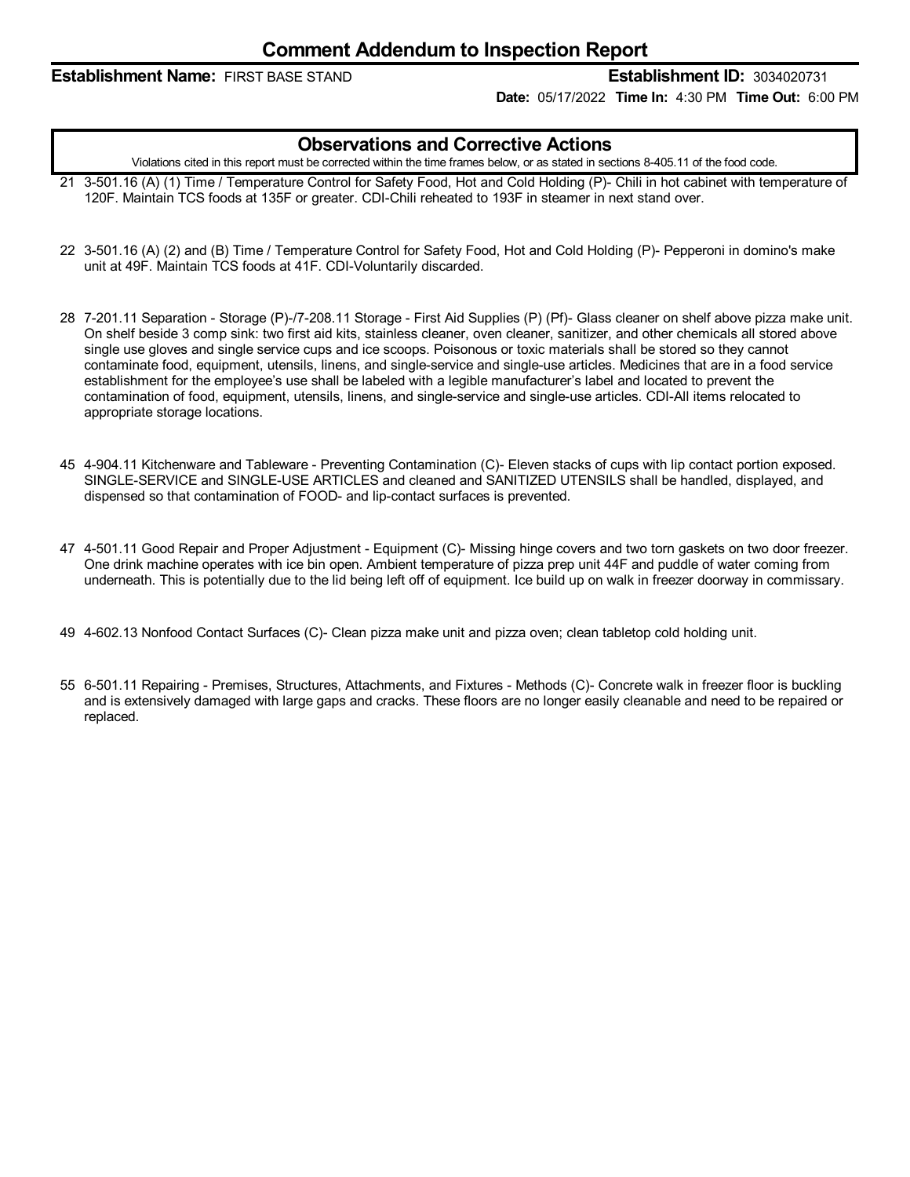# Comment Addendum to Inspection Report

**Establishment Name:** FIRST BASE STAND **Establishment ID:** 3034020731

**Date:** 05/17/2022 **Time In:** 4:30 PM **Time Out:** 6:00 PM

## Observations and Corrective Actions

Violations cited in this report must be corrected within the time frames below, or as stated in sections 8-405.11 of the food code.

21 3-501.16 (A) (1) Time / Temperature Control for Safety Food, Hot and Cold Holding (P)- Chili in hot cabinet with temperature of 120F. Maintain TCS foods at 135F or greater. CDI-Chili reheated to 193F in steamer in next stand over.

22 3-501.16 (A) (2) and (B) Time / Temperature Control for Safety Food, Hot and Cold Holding (P)- Pepperoni in domino's make unit at 49F. Maintain TCS foods at 41F. CDI-Voluntarily discarded.

28 7-201.11 Separation - Storage (P)-/7-208.11 Storage - First Aid Supplies (P) (Pf)- Glass cleaner on shelf above pizza make unit. On shelf beside 3 comp sink: two first aid kits, stainless cleaner, oven cleaner, sanitizer, and other chemicals all stored above single use gloves and single service cups and ice scoops. Poisonous or toxic materials shall be stored so they cannot contaminate food, equipment, utensils, linens, and single-service and single-use articles. Medicines that are in a food service establishment for the employee's use shall be labeled with a legible manufacturer's label and located to prevent the contamination of food, equipment, utensils, linens, and single-service and single-use articles. CDI-All items relocated to appropriate storage locations.

45 4-904.11 Kitchenware and Tableware - Preventing Contamination (C)- Eleven stacks of cups with lip contact portion exposed. SINGLE-SERVICE and SINGLE-USE ARTICLES and cleaned and SANITIZED UTENSILS shall be handled, displayed, and dispensed so that contamination of FOOD- and lip-contact surfaces is prevented.

47 4-501.11 Good Repair and Proper Adjustment - Equipment (C)- Missing hinge covers and two torn gaskets on two door freezer. One drink machine operates with ice bin open. Ambient temperature of pizza prep unit 44F and puddle of water coming from underneath. This is potentially due to the lid being left off of equipment. Ice build up on walk in freezer doorway in commissary.

49 4-602.13 Nonfood Contact Surfaces (C)- Clean pizza make unit and pizza oven; clean tabletop cold holding unit.

55 6-501.11 Repairing - Premises, Structures, Attachments, and Fixtures - Methods (C)- Concrete walk in freezer floor is buckling and is extensively damaged with large gaps and cracks. These floors are no longer easily cleanable and need to be repaired or replaced.